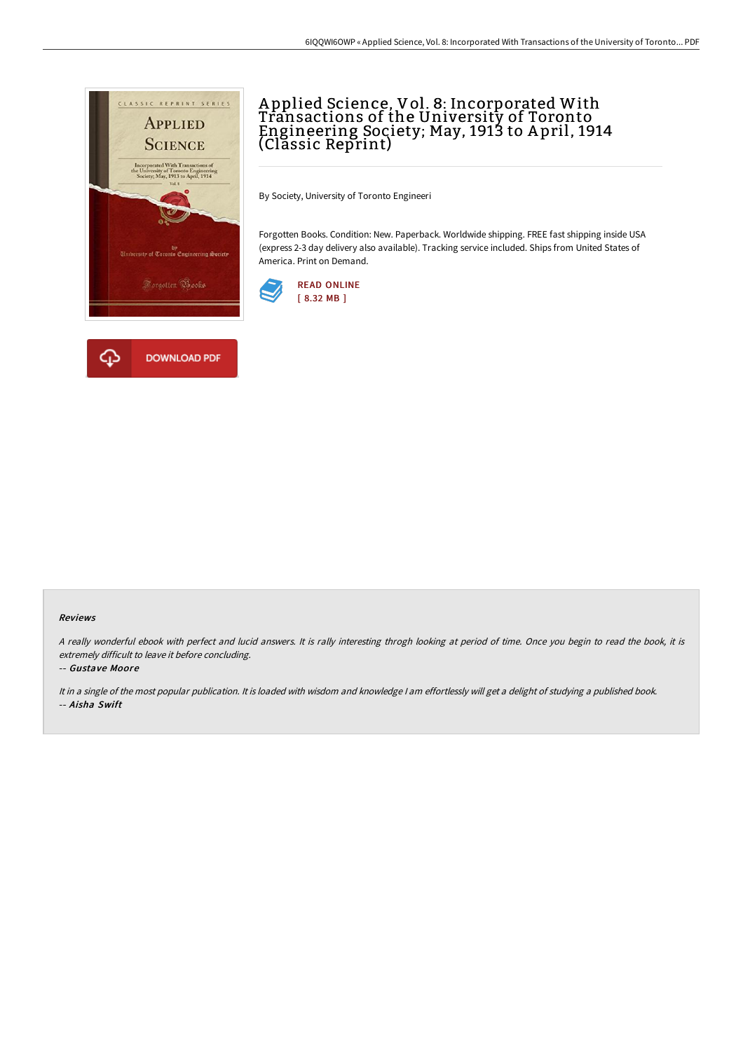# Applied Science, Vol. 8: Incorporated With Transactions of the University of Toronto Engineering Society; May, 1913 to April, 1914 (Classic Reprint)

By Society, University of Toronto Engineeri

Forgotten Books. Condition: New. Paperback. Worldwide shipping. FREE fast shipping inside USA (express 2-3 day delivery also available). Tracking service included. Ships from United States of America. Print on Demand.

READ ONLINE
[ 8.32 MB ]

DOWNLOAD PDF

### Reviews

*A really wonderful ebook with perfect and lucid answers. It is rally interesting throgh looking at period of time. Once you begin to read the book, it is extremely difficult to leave it before concluding.*

-- *Gustave Moore*

*It in a single of the most popular publication. It is loaded with wisdom and knowledge I am effortlessly will get a delight of studying a published book.*

-- *Aisha Swift*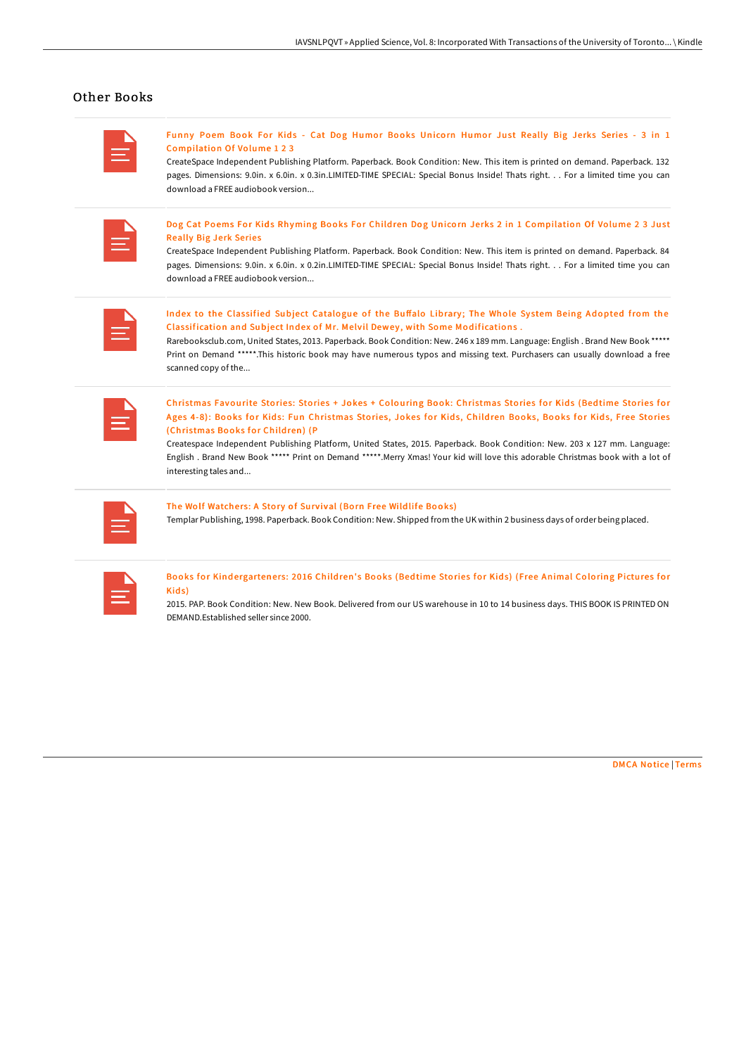## Other Books

**Funny Poem Book For Kids - Cat Dog Humor Books Unicorn Humor Just Really Big Jerks Series - 3 in 1 Compilation Of Volume 1 2 3**

CreateSpace Independent Publishing Platform. Paperback. Book Condition: New. This item is printed on demand. Paperback. 132 pages. Dimensions: 9.0in. x 6.0in. x 0.3in.LIMITED-TIME SPECIAL: Special Bonus Inside! Thats right. . . For a limited time you can download a FREE audiobook version...

**Dog Cat Poems For Kids Rhyming Books For Children Dog Unicorn Jerks 2 in 1 Compilation Of Volume 2 3 Just Really Big Jerk Series**

CreateSpace Independent Publishing Platform. Paperback. Book Condition: New. This item is printed on demand. Paperback. 84 pages. Dimensions: 9.0in. x 6.0in. x 0.2in.LIMITED-TIME SPECIAL: Special Bonus Inside! Thats right. . . For a limited time you can download a FREE audiobook version...

**Index to the Classified Subject Catalogue of the Buffalo Library; The Whole System Being Adopted from the Classification and Subject Index of Mr. Melvil Dewey, with Some Modifications .**

Rarebooksclub.com, United States, 2013. Paperback. Book Condition: New. 246 x 189 mm. Language: English . Brand New Book ***** Print on Demand *****.This historic book may have numerous typos and missing text. Purchasers can usually download a free scanned copy of the...

**Christmas Favourite Stories: Stories + Jokes + Colouring Book: Christmas Stories for Kids (Bedtime Stories for Ages 4-8): Books for Kids: Fun Christmas Stories, Jokes for Kids, Children Books, Books for Kids, Free Stories (Christmas Books for Children) (P**

Createspace Independent Publishing Platform, United States, 2015. Paperback. Book Condition: New. 203 x 127 mm. Language: English . Brand New Book ***** Print on Demand *****.Merry Xmas! Your kid will love this adorable Christmas book with a lot of interesting tales and...

**The Wolf Watchers: A Story of Survival (Born Free Wildlife Books)**

Templar Publishing, 1998. Paperback. Book Condition: New. Shipped from the UK within 2 business days of order being placed.

**Books for Kindergarteners: 2016 Children's Books (Bedtime Stories for Kids) (Free Animal Coloring Pictures for Kids)**

2015. PAP. Book Condition: New. New Book. Delivered from our US warehouse in 10 to 14 business days. THIS BOOK IS PRINTED ON DEMAND.Established seller since 2000.